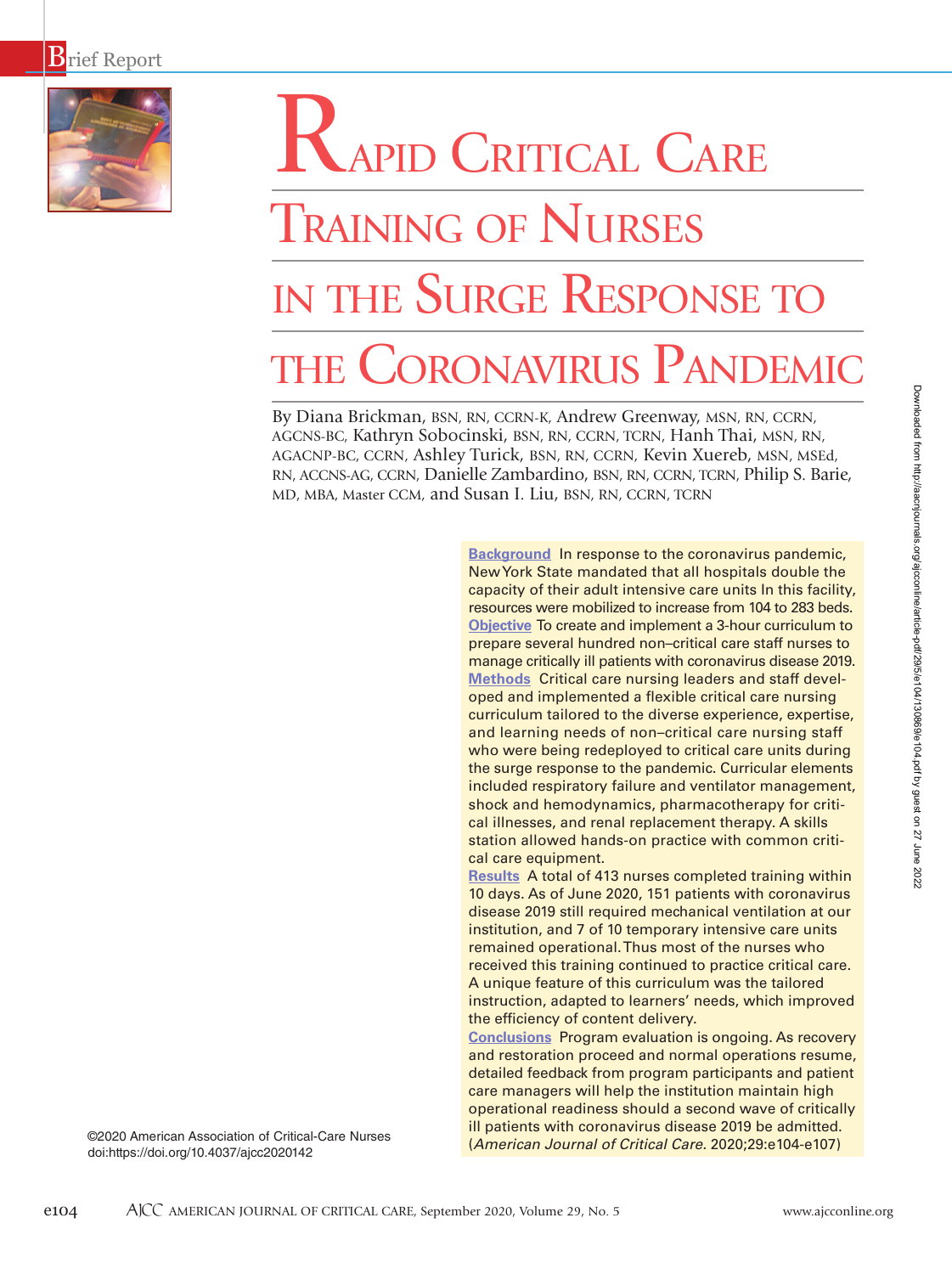Brief Report

# Rapid Critical Care Training of Nurses in the Surge Response to the Coronavirus Pandemic

By Diana Brickman, BSN, RN, CCRN-K, Andrew Greenway, MSN, RN, CCRN, AGCNS-BC, Kathryn Sobocinski, BSN, RN, CCRN, TCRN, Hanh Thai, MSN, RN, AGACNP-BC, CCRN, Ashley Turick, BSN, RN, CCRN, Kevin Xuereb, MSN, MSEd, RN, ACCNS-AG, CCRN, Danielle Zambardino, BSN, RN, CCRN, TCRN, Philip S. Barie, MD, MBA, Master CCM, and Susan I. Liu, BSN, RN, CCRN, TCRN

**Background** In response to the coronavirus pandemic, New York State mandated that all hospitals double the capacity of their adult intensive care units In this facility, resources were mobilized to increase from 104 to 283 beds.

**Objective** To create and implement a 3-hour curriculum to prepare several hundred non–critical care staff nurses to manage critically ill patients with coronavirus disease 2019.

**Methods** Critical care nursing leaders and staff developed and implemented a flexible critical care nursing curriculum tailored to the diverse experience, expertise, and learning needs of non–critical care nursing staff who were being redeployed to critical care units during the surge response to the pandemic. Curricular elements included respiratory failure and ventilator management, shock and hemodynamics, pharmacotherapy for critical illnesses, and renal replacement therapy. A skills station allowed hands-on practice with common critical care equipment.

**Results** A total of 413 nurses completed training within 10 days. As of June 2020, 151 patients with coronavirus disease 2019 still required mechanical ventilation at our institution, and 7 of 10 temporary intensive care units remained operational. Thus most of the nurses who received this training continued to practice critical care. A unique feature of this curriculum was the tailored instruction, adapted to learners' needs, which improved the efficiency of content delivery.

**Conclusions** Program evaluation is ongoing. As recovery and restoration proceed and normal operations resume, detailed feedback from program participants and patient care managers will help the institution maintain high operational readiness should a second wave of critically ill patients with coronavirus disease 2019 be admitted. (*American Journal of Critical Care*. 2020;29:e104-e107)

©2020 American Association of Critical-Care Nurses
doi:https://doi.org/10.4037/ajcc2020142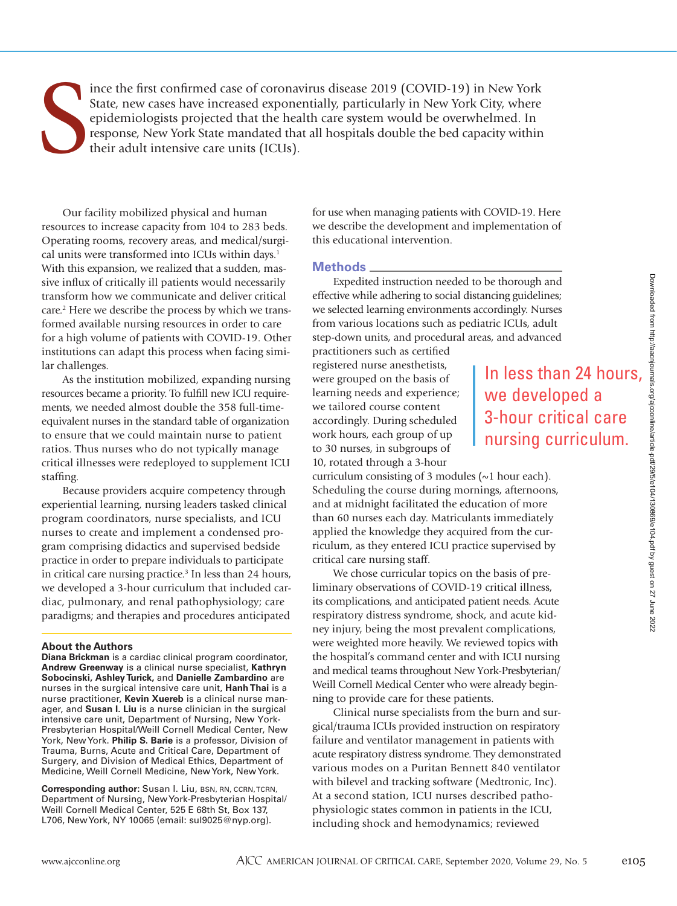Since the first confirmed case of coronavirus disease 2019 (COVID-19) in New York State, new cases have increased exponentially, particularly in New York City, where epidemiologists projected that the health care system would be overwhelmed. In response, New York State mandated that all hospitals double the bed capacity within their adult intensive care units (ICUs).

Our facility mobilized physical and human resources to increase capacity from 104 to 283 beds. Operating rooms, recovery areas, and medical/surgical units were transformed into ICUs within days.[1] With this expansion, we realized that a sudden, massive influx of critically ill patients would necessarily transform how we communicate and deliver critical care.[2] Here we describe the process by which we transformed available nursing resources in order to care for a high volume of patients with COVID-19. Other institutions can adapt this process when facing similar challenges.

As the institution mobilized, expanding nursing resources became a priority. To fulfill new ICU requirements, we needed almost double the 358 full-time-equivalent nurses in the standard table of organization to ensure that we could maintain nurse to patient ratios. Thus nurses who do not typically manage critical illnesses were redeployed to supplement ICU staffing.

Because providers acquire competency through experiential learning, nursing leaders tasked clinical program coordinators, nurse specialists, and ICU nurses to create and implement a condensed program comprising didactics and supervised bedside practice in order to prepare individuals to participate in critical care nursing practice.[3] In less than 24 hours, we developed a 3-hour curriculum that included cardiac, pulmonary, and renal pathophysiology; care paradigms; and therapies and procedures anticipated for use when managing patients with COVID-19. Here we describe the development and implementation of this educational intervention.

## Methods

Expedited instruction needed to be thorough and effective while adhering to social distancing guidelines; we selected learning environments accordingly. Nurses from various locations such as pediatric ICUs, adult step-down units, and procedural areas, and advanced practitioners such as certified registered nurse anesthetists, were grouped on the basis of learning needs and experience; we tailored course content accordingly. During scheduled work hours, each group of up to 30 nurses, in subgroups of 10, rotated through a 3-hour curriculum consisting of 3 modules (~1 hour each). Scheduling the course during mornings, afternoons, and at midnight facilitated the education of more than 60 nurses each day. Matriculants immediately applied the knowledge they acquired from the curriculum, as they entered ICU practice supervised by critical care nursing staff.

> In less than 24 hours, we developed a 3-hour critical care nursing curriculum.

We chose curricular topics on the basis of preliminary observations of COVID-19 critical illness, its complications, and anticipated patient needs. Acute respiratory distress syndrome, shock, and acute kidney injury, being the most prevalent complications, were weighted more heavily. We reviewed topics with the hospital's command center and with ICU nursing and medical teams throughout New York-Presbyterian/Weill Cornell Medical Center who were already beginning to provide care for these patients.

Clinical nurse specialists from the burn and surgical/trauma ICUs provided instruction on respiratory failure and ventilator management in patients with acute respiratory distress syndrome. They demonstrated various modes on a Puritan Bennett 840 ventilator with bilevel and tracking software (Medtronic, Inc). At a second station, ICU nurses described pathophysiologic states common in patients in the ICU, including shock and hemodynamics; reviewed

### About the Authors

**Diana Brickman** is a cardiac clinical program coordinator, **Andrew Greenway** is a clinical nurse specialist, **Kathryn Sobocinski, Ashley Turick,** and **Danielle Zambardino** are nurses in the surgical intensive care unit, **Hanh Thai** is a nurse practitioner, **Kevin Xuereb** is a clinical nurse manager, and **Susan I. Liu** is a nurse clinician in the surgical intensive care unit, Department of Nursing, New York-Presbyterian Hospital/Weill Cornell Medical Center, New York, New York. **Philip S. Barie** is a professor, Division of Trauma, Burns, Acute and Critical Care, Department of Surgery, and Division of Medical Ethics, Department of Medicine, Weill Cornell Medicine, New York, New York.

**Corresponding author:** Susan I. Liu, BSN, RN, CCRN, TCRN, Department of Nursing, New York-Presbyterian Hospital/Weill Cornell Medical Center, 525 E 68th St, Box 137, L706, New York, NY 10065 (email: sul9025@nyp.org).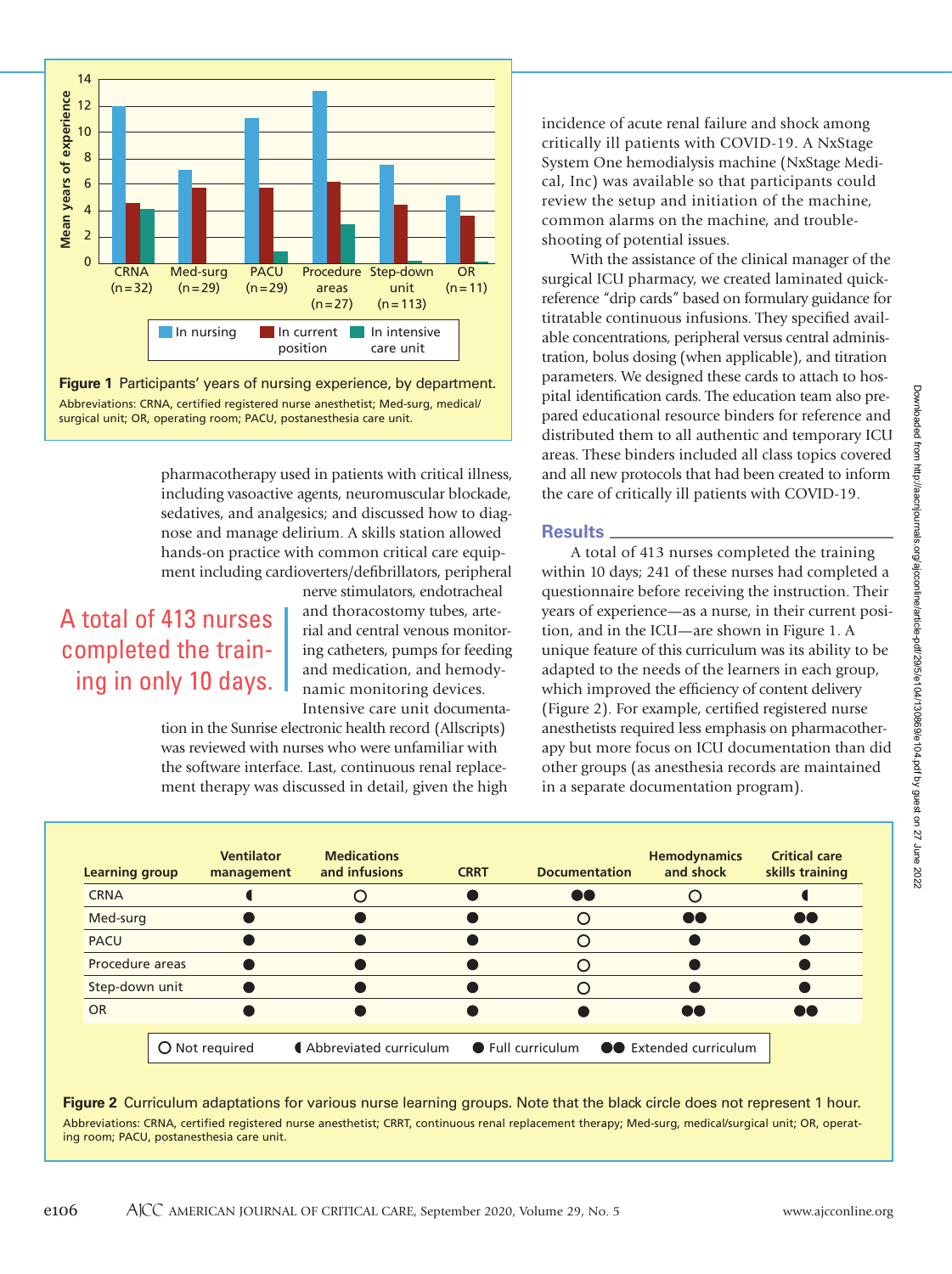Figure 1 Participants' years of nursing experience, by department.

Abbreviations: CRNA, certified registered nurse anesthetist; Med-surg, medical/surgical unit; OR, operating room; PACU, postanesthesia care unit.

pharmacotherapy used in patients with critical illness, including vasoactive agents, neuromuscular blockade, sedatives, and analgesics; and discussed how to diagnose and manage delirium. A skills station allowed hands-on practice with common critical care equipment including cardioverters/defibrillators, peripheral nerve stimulators, endotracheal and thoracostomy tubes, arterial and central venous monitoring catheters, pumps for feeding and medication, and hemodynamic monitoring devices. Intensive care unit documentation in the Sunrise electronic health record (Allscripts) was reviewed with nurses who were unfamiliar with the software interface. Last, continuous renal replacement therapy was discussed in detail, given the high incidence of acute renal failure and shock among critically ill patients with COVID-19. A NxStage System One hemodialysis machine (NxStage Medical, Inc) was available so that participants could review the setup and initiation of the machine, common alarms on the machine, and troubleshooting of potential issues.

> A total of 413 nurses completed the training in only 10 days.

With the assistance of the clinical manager of the surgical ICU pharmacy, we created laminated quick-reference "drip cards" based on formulary guidance for titratable continuous infusions. They specified available concentrations, peripheral versus central administration, bolus dosing (when applicable), and titration parameters. We designed these cards to attach to hospital identification cards. The education team also prepared educational resource binders for reference and distributed them to all authentic and temporary ICU areas. These binders included all class topics covered and all new protocols that had been created to inform the care of critically ill patients with COVID-19.

## Results

A total of 413 nurses completed the training within 10 days; 241 of these nurses had completed a questionnaire before receiving the instruction. Their years of experience—as a nurse, in their current position, and in the ICU—are shown in Figure 1. A unique feature of this curriculum was its ability to be adapted to the needs of the learners in each group, which improved the efficiency of content delivery (Figure 2). For example, certified registered nurse anesthetists required less emphasis on pharmacotherapy but more focus on ICU documentation than did other groups (as anesthesia records are maintained in a separate documentation program).

| Learning group | Ventilator management | Medications and infusions | CRRT | Documentation | Hemodynamics and shock | Critical care skills training |
|---|---|---|---|---|---|---|
| CRNA | ◖ | ○ | ● | ●● | ○ | ◖ |
| Med-surg | ● | ● | ● | ○ | ●● | ●● |
| PACU | ● | ● | ● | ○ | ● | ● |
| Procedure areas | ● | ● | ● | ○ | ● | ● |
| Step-down unit | ● | ● | ● | ○ | ● | ● |
| OR | ● | ● | ● | ● | ●● | ●● |

○ Not required ◖ Abbreviated curriculum ● Full curriculum ●● Extended curriculum

Figure 2 Curriculum adaptations for various nurse learning groups. Note that the black circle does not represent 1 hour.

Abbreviations: CRNA, certified registered nurse anesthetist; CRRT, continuous renal replacement therapy; Med-surg, medical/surgical unit; OR, operating room; PACU, postanesthesia care unit.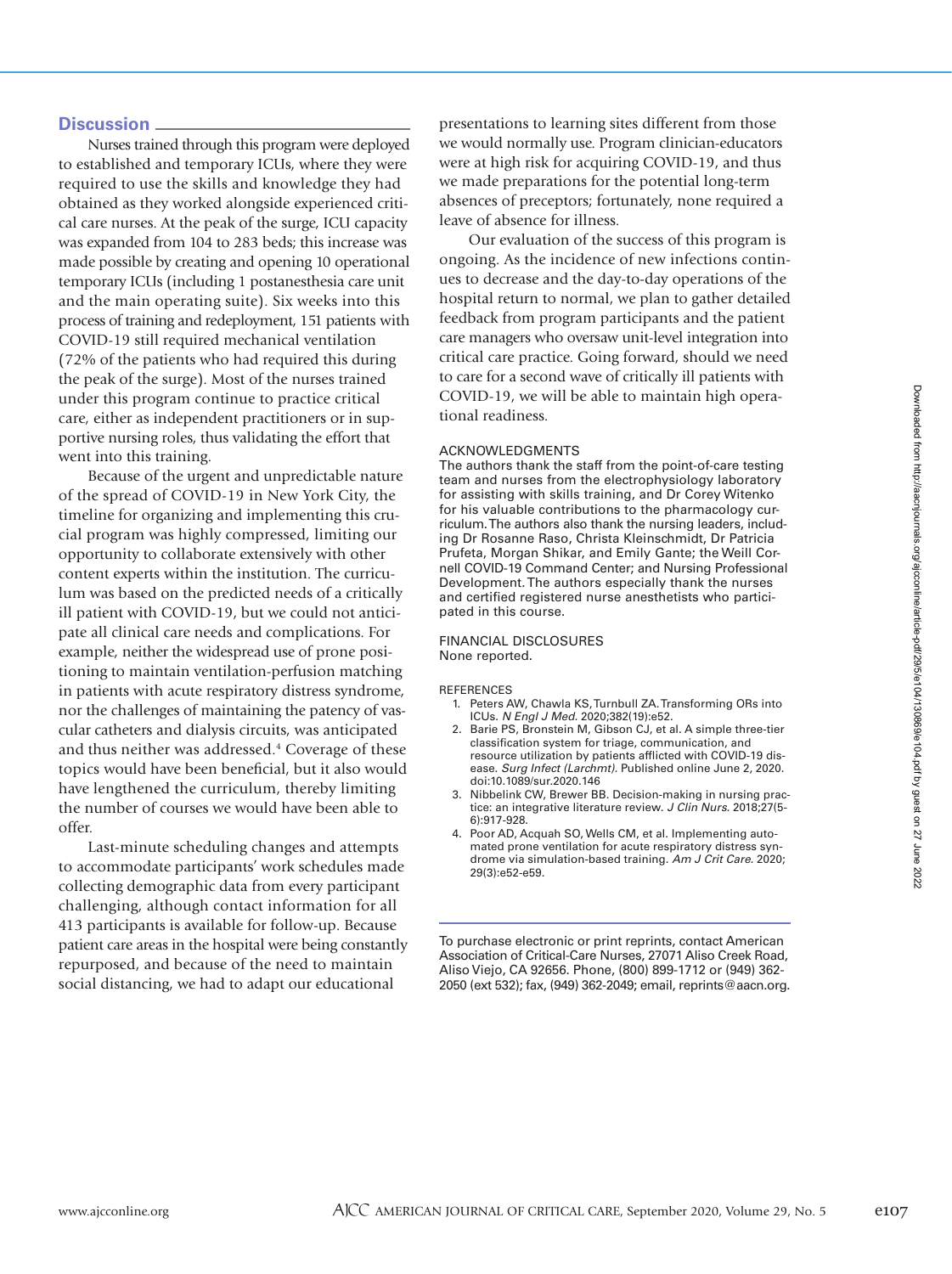## Discussion

Nurses trained through this program were deployed to established and temporary ICUs, where they were required to use the skills and knowledge they had obtained as they worked alongside experienced critical care nurses. At the peak of the surge, ICU capacity was expanded from 104 to 283 beds; this increase was made possible by creating and opening 10 operational temporary ICUs (including 1 postanesthesia care unit and the main operating suite). Six weeks into this process of training and redeployment, 151 patients with COVID-19 still required mechanical ventilation (72% of the patients who had required this during the peak of the surge). Most of the nurses trained under this program continue to practice critical care, either as independent practitioners or in supportive nursing roles, thus validating the effort that went into this training.

Because of the urgent and unpredictable nature of the spread of COVID-19 in New York City, the timeline for organizing and implementing this crucial program was highly compressed, limiting our opportunity to collaborate extensively with other content experts within the institution. The curriculum was based on the predicted needs of a critically ill patient with COVID-19, but we could not anticipate all clinical care needs and complications. For example, neither the widespread use of prone positioning to maintain ventilation-perfusion matching in patients with acute respiratory distress syndrome, nor the challenges of maintaining the patency of vascular catheters and dialysis circuits, was anticipated and thus neither was addressed.[4] Coverage of these topics would have been beneficial, but it also would have lengthened the curriculum, thereby limiting the number of courses we would have been able to offer.

Last-minute scheduling changes and attempts to accommodate participants' work schedules made collecting demographic data from every participant challenging, although contact information for all 413 participants is available for follow-up. Because patient care areas in the hospital were being constantly repurposed, and because of the need to maintain social distancing, we had to adapt our educational presentations to learning sites different from those we would normally use. Program clinician-educators were at high risk for acquiring COVID-19, and thus we made preparations for the potential long-term absences of preceptors; fortunately, none required a leave of absence for illness.

Our evaluation of the success of this program is ongoing. As the incidence of new infections continues to decrease and the day-to-day operations of the hospital return to normal, we plan to gather detailed feedback from program participants and the patient care managers who oversaw unit-level integration into critical care practice. Going forward, should we need to care for a second wave of critically ill patients with COVID-19, we will be able to maintain high operational readiness.

### ACKNOWLEDGMENTS

The authors thank the staff from the point-of-care testing team and nurses from the electrophysiology laboratory for assisting with skills training, and Dr Corey Witenko for his valuable contributions to the pharmacology curriculum. The authors also thank the nursing leaders, including Dr Rosanne Raso, Christa Kleinschmidt, Dr Patricia Prufeta, Morgan Shikar, and Emily Gante; the Weill Cornell COVID-19 Command Center; and Nursing Professional Development. The authors especially thank the nurses and certified registered nurse anesthetists who participated in this course.

### FINANCIAL DISCLOSURES

None reported.

### REFERENCES

1. Peters AW, Chawla KS, Turnbull ZA. Transforming ORs into ICUs. *N Engl J Med*. 2020;382(19):e52.
2. Barie PS, Bronstein M, Gibson CJ, et al. A simple three-tier classification system for triage, communication, and resource utilization by patients afflicted with COVID-19 disease. *Surg Infect (Larchmt)*. Published online June 2, 2020. doi:10.1089/sur.2020.146
3. Nibbelink CW, Brewer BB. Decision-making in nursing practice: an integrative literature review. *J Clin Nurs*. 2018;27(5-6):917-928.
4. Poor AD, Acquah SO, Wells CM, et al. Implementing automated prone ventilation for acute respiratory distress syndrome via simulation-based training. *Am J Crit Care*. 2020; 29(3):e52-e59.

To purchase electronic or print reprints, contact American Association of Critical-Care Nurses, 27071 Aliso Creek Road, Aliso Viejo, CA 92656. Phone, (800) 899-1712 or (949) 362-2050 (ext 532); fax, (949) 362-2049; email, reprints@aacn.org.